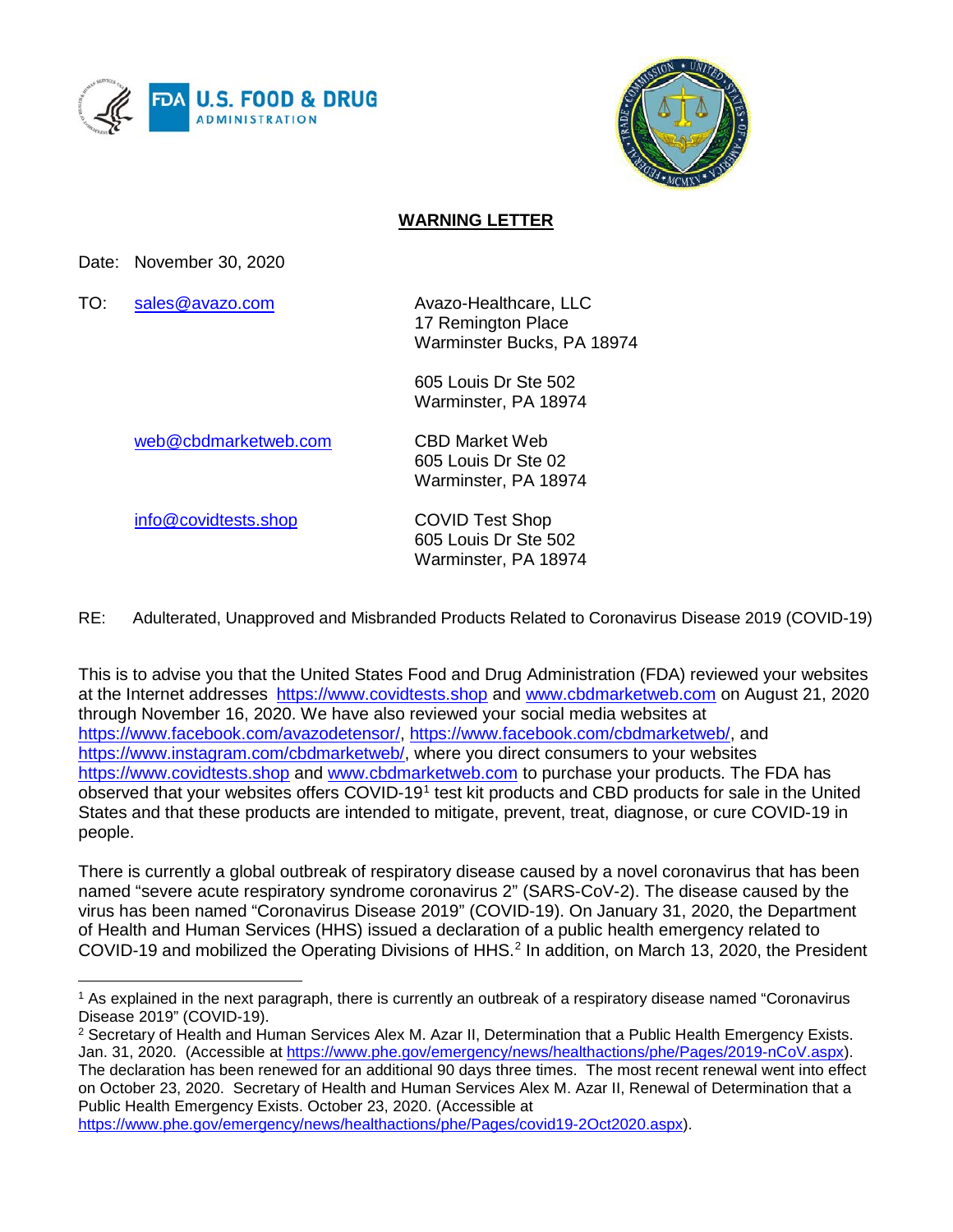## WARNING LETTER

Date: November 30, 2020

| TO: | | |
|---|---|---|
| | sales@avazo.com | Avazo-Healthcare, LLC<br>17 Remington Place<br>Warminster Bucks, PA 18974<br><br>605 Louis Dr Ste 502<br>Warminster, PA 18974 |
| | web@cbdmarketweb.com | CBD Market Web<br>605 Louis Dr Ste 02<br>Warminster, PA 18974 |
| | info@covidtests.shop | COVID Test Shop<br>605 Louis Dr Ste 502<br>Warminster, PA 18974 |

RE: Adulterated, Unapproved and Misbranded Products Related to Coronavirus Disease 2019 (COVID-19)

This is to advise you that the United States Food and Drug Administration (FDA) reviewed your websites at the Internet addresses https://www.covidtests.shop and www.cbdmarketweb.com on August 21, 2020 through November 16, 2020. We have also reviewed your social media websites at https://www.facebook.com/avazodetensor/, https://www.facebook.com/cbdmarketweb/, and https://www.instagram.com/cbdmarketweb/, where you direct consumers to your websites https://www.covidtests.shop and www.cbdmarketweb.com to purchase your products. The FDA has observed that your websites offers COVID-19[1] test kit products and CBD products for sale in the United States and that these products are intended to mitigate, prevent, treat, diagnose, or cure COVID-19 in people.

There is currently a global outbreak of respiratory disease caused by a novel coronavirus that has been named "severe acute respiratory syndrome coronavirus 2" (SARS-CoV-2). The disease caused by the virus has been named "Coronavirus Disease 2019" (COVID-19). On January 31, 2020, the Department of Health and Human Services (HHS) issued a declaration of a public health emergency related to COVID-19 and mobilized the Operating Divisions of HHS.[2] In addition, on March 13, 2020, the President

---

[1] As explained in the next paragraph, there is currently an outbreak of a respiratory disease named "Coronavirus Disease 2019" (COVID-19).

[2] Secretary of Health and Human Services Alex M. Azar II, Determination that a Public Health Emergency Exists. Jan. 31, 2020. (Accessible at https://www.phe.gov/emergency/news/healthactions/phe/Pages/2019-nCoV.aspx). The declaration has been renewed for an additional 90 days three times. The most recent renewal went into effect on October 23, 2020. Secretary of Health and Human Services Alex M. Azar II, Renewal of Determination that a Public Health Emergency Exists. October 23, 2020. (Accessible at https://www.phe.gov/emergency/news/healthactions/phe/Pages/covid19-2Oct2020.aspx).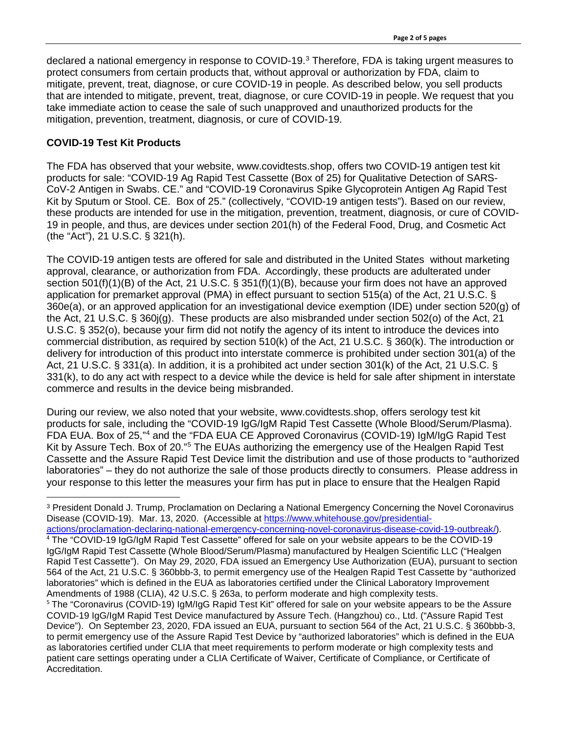declared a national emergency in response to COVID-19.[3] Therefore, FDA is taking urgent measures to protect consumers from certain products that, without approval or authorization by FDA, claim to mitigate, prevent, treat, diagnose, or cure COVID-19 in people. As described below, you sell products that are intended to mitigate, prevent, treat, diagnose, or cure COVID-19 in people. We request that you take immediate action to cease the sale of such unapproved and unauthorized products for the mitigation, prevention, treatment, diagnosis, or cure of COVID-19.

**COVID-19 Test Kit Products**

The FDA has observed that your website, www.covidtests.shop, offers two COVID-19 antigen test kit products for sale: "COVID-19 Ag Rapid Test Cassette (Box of 25) for Qualitative Detection of SARS-CoV-2 Antigen in Swabs. CE." and "COVID-19 Coronavirus Spike Glycoprotein Antigen Ag Rapid Test Kit by Sputum or Stool. CE. Box of 25." (collectively, "COVID-19 antigen tests"). Based on our review, these products are intended for use in the mitigation, prevention, treatment, diagnosis, or cure of COVID-19 in people, and thus, are devices under section 201(h) of the Federal Food, Drug, and Cosmetic Act (the "Act"), 21 U.S.C. § 321(h).

The COVID-19 antigen tests are offered for sale and distributed in the United States without marketing approval, clearance, or authorization from FDA. Accordingly, these products are adulterated under section 501(f)(1)(B) of the Act, 21 U.S.C. § 351(f)(1)(B), because your firm does not have an approved application for premarket approval (PMA) in effect pursuant to section 515(a) of the Act, 21 U.S.C. § 360e(a), or an approved application for an investigational device exemption (IDE) under section 520(g) of the Act, 21 U.S.C. § 360j(g). These products are also misbranded under section 502(o) of the Act, 21 U.S.C. § 352(o), because your firm did not notify the agency of its intent to introduce the devices into commercial distribution, as required by section 510(k) of the Act, 21 U.S.C. § 360(k). The introduction or delivery for introduction of this product into interstate commerce is prohibited under section 301(a) of the Act, 21 U.S.C. § 331(a). In addition, it is a prohibited act under section 301(k) of the Act, 21 U.S.C. § 331(k), to do any act with respect to a device while the device is held for sale after shipment in interstate commerce and results in the device being misbranded.

During our review, we also noted that your website, www.covidtests.shop, offers serology test kit products for sale, including the "COVID-19 IgG/IgM Rapid Test Cassette (Whole Blood/Serum/Plasma). FDA EUA. Box of 25,"[4] and the "FDA EUA CE Approved Coronavirus (COVID-19) IgM/IgG Rapid Test Kit by Assure Tech. Box of 20."[5] The EUAs authorizing the emergency use of the Healgen Rapid Test Cassette and the Assure Rapid Test Device limit the distribution and use of those products to "authorized laboratories" – they do not authorize the sale of those products directly to consumers. Please address in your response to this letter the measures your firm has put in place to ensure that the Healgen Rapid

---

[3] President Donald J. Trump, Proclamation on Declaring a National Emergency Concerning the Novel Coronavirus Disease (COVID-19). Mar. 13, 2020. (Accessible at https://www.whitehouse.gov/presidential-actions/proclamation-declaring-national-emergency-concerning-novel-coronavirus-disease-covid-19-outbreak/).

[4] The "COVID-19 IgG/IgM Rapid Test Cassette" offered for sale on your website appears to be the COVID-19 IgG/IgM Rapid Test Cassette (Whole Blood/Serum/Plasma) manufactured by Healgen Scientific LLC ("Healgen Rapid Test Cassette"). On May 29, 2020, FDA issued an Emergency Use Authorization (EUA), pursuant to section 564 of the Act, 21 U.S.C. § 360bbb-3, to permit emergency use of the Healgen Rapid Test Cassette by "authorized laboratories" which is defined in the EUA as laboratories certified under the Clinical Laboratory Improvement Amendments of 1988 (CLIA), 42 U.S.C. § 263a, to perform moderate and high complexity tests.

[5] The "Coronavirus (COVID-19) IgM/IgG Rapid Test Kit" offered for sale on your website appears to be the Assure COVID-19 IgG/IgM Rapid Test Device manufactured by Assure Tech. (Hangzhou) co., Ltd. ("Assure Rapid Test Device"). On September 23, 2020, FDA issued an EUA, pursuant to section 564 of the Act, 21 U.S.C. § 360bbb-3, to permit emergency use of the Assure Rapid Test Device by "authorized laboratories" which is defined in the EUA as laboratories certified under CLIA that meet requirements to perform moderate or high complexity tests and patient care settings operating under a CLIA Certificate of Waiver, Certificate of Compliance, or Certificate of Accreditation.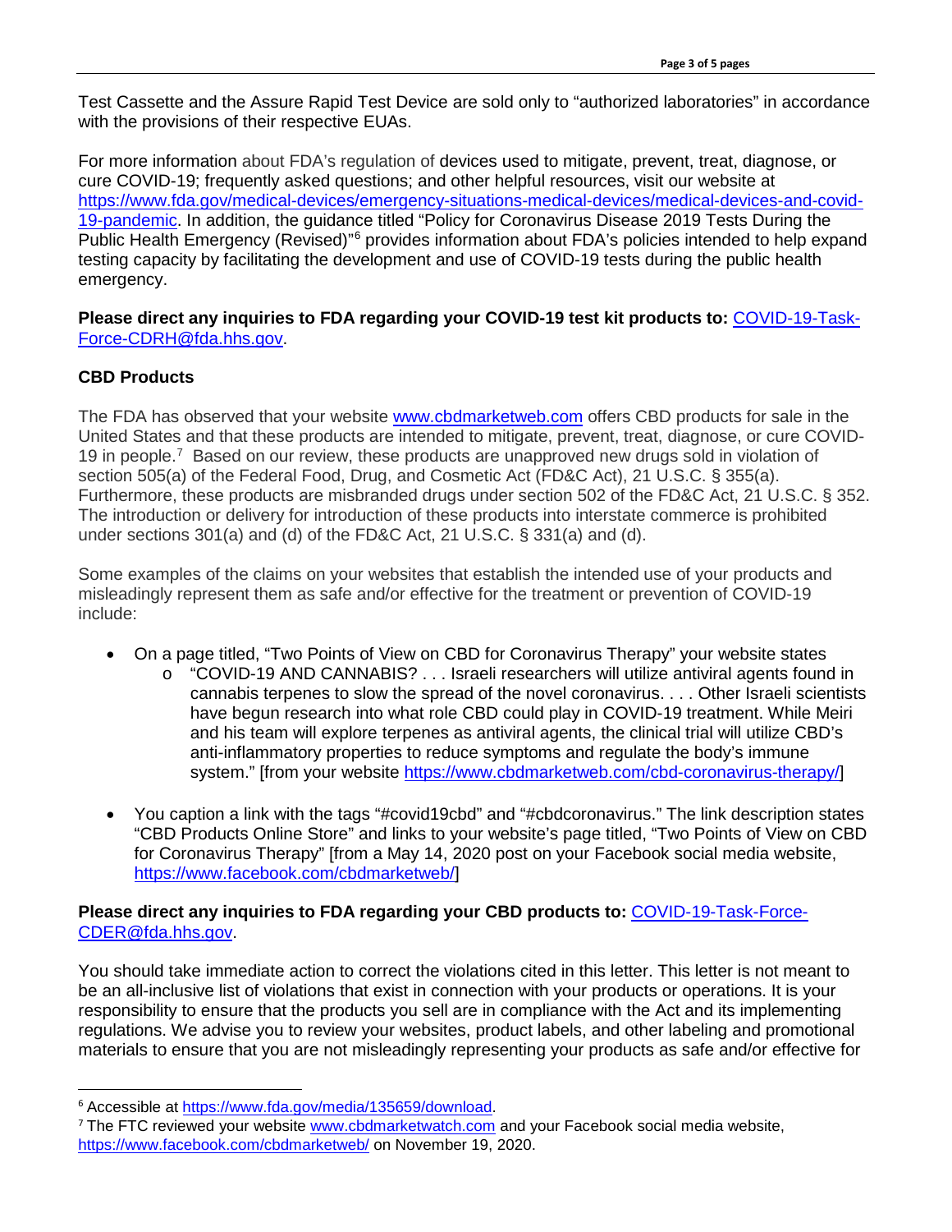Test Cassette and the Assure Rapid Test Device are sold only to "authorized laboratories" in accordance with the provisions of their respective EUAs.

For more information about FDA's regulation of devices used to mitigate, prevent, treat, diagnose, or cure COVID-19; frequently asked questions; and other helpful resources, visit our website at https://www.fda.gov/medical-devices/emergency-situations-medical-devices/medical-devices-and-covid-19-pandemic. In addition, the guidance titled "Policy for Coronavirus Disease 2019 Tests During the Public Health Emergency (Revised)"[6] provides information about FDA's policies intended to help expand testing capacity by facilitating the development and use of COVID-19 tests during the public health emergency.

**Please direct any inquiries to FDA regarding your COVID-19 test kit products to:** COVID-19-Task-Force-CDRH@fda.hhs.gov.

### CBD Products

The FDA has observed that your website www.cbdmarketweb.com offers CBD products for sale in the United States and that these products are intended to mitigate, prevent, treat, diagnose, or cure COVID-19 in people.[7] Based on our review, these products are unapproved new drugs sold in violation of section 505(a) of the Federal Food, Drug, and Cosmetic Act (FD&C Act), 21 U.S.C. § 355(a). Furthermore, these products are misbranded drugs under section 502 of the FD&C Act, 21 U.S.C. § 352. The introduction or delivery for introduction of these products into interstate commerce is prohibited under sections 301(a) and (d) of the FD&C Act, 21 U.S.C. § 331(a) and (d).

Some examples of the claims on your websites that establish the intended use of your products and misleadingly represent them as safe and/or effective for the treatment or prevention of COVID-19 include:

- On a page titled, "Two Points of View on CBD for Coronavirus Therapy" your website states
    - "COVID-19 AND CANNABIS? . . . Israeli researchers will utilize antiviral agents found in cannabis terpenes to slow the spread of the novel coronavirus. . . . Other Israeli scientists have begun research into what role CBD could play in COVID-19 treatment. While Meiri and his team will explore terpenes as antiviral agents, the clinical trial will utilize CBD's anti-inflammatory properties to reduce symptoms and regulate the body's immune system." [from your website https://www.cbdmarketweb.com/cbd-coronavirus-therapy/]
- You caption a link with the tags "#covid19cbd" and "#cbdcoronavirus." The link description states "CBD Products Online Store" and links to your website's page titled, "Two Points of View on CBD for Coronavirus Therapy" [from a May 14, 2020 post on your Facebook social media website, https://www.facebook.com/cbdmarketweb/]

**Please direct any inquiries to FDA regarding your CBD products to:** COVID-19-Task-Force-CDER@fda.hhs.gov.

You should take immediate action to correct the violations cited in this letter. This letter is not meant to be an all-inclusive list of violations that exist in connection with your products or operations. It is your responsibility to ensure that the products you sell are in compliance with the Act and its implementing regulations. We advise you to review your websites, product labels, and other labeling and promotional materials to ensure that you are not misleadingly representing your products as safe and/or effective for

---

[6] Accessible at https://www.fda.gov/media/135659/download.

[7] The FTC reviewed your website www.cbdmarketwatch.com and your Facebook social media website, https://www.facebook.com/cbdmarketweb/ on November 19, 2020.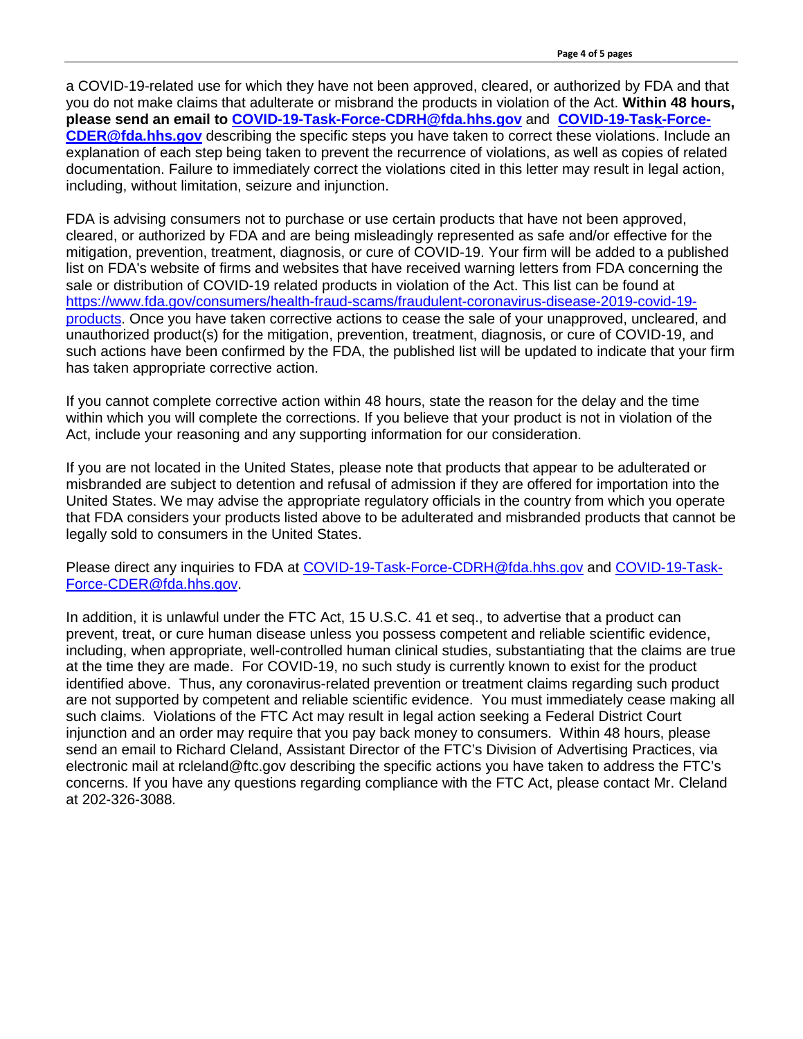a COVID-19-related use for which they have not been approved, cleared, or authorized by FDA and that you do not make claims that adulterate or misbrand the products in violation of the Act. **Within 48 hours, please send an email to [COVID-19-Task-Force-CDRH@fda.hhs.gov](mailto:COVID-19-Task-Force-CDRH@fda.hhs.gov)** and **[COVID-19-Task-Force-CDER@fda.hhs.gov](mailto:COVID-19-Task-Force-CDER@fda.hhs.gov)** describing the specific steps you have taken to correct these violations. Include an explanation of each step being taken to prevent the recurrence of violations, as well as copies of related documentation. Failure to immediately correct the violations cited in this letter may result in legal action, including, without limitation, seizure and injunction.

FDA is advising consumers not to purchase or use certain products that have not been approved, cleared, or authorized by FDA and are being misleadingly represented as safe and/or effective for the mitigation, prevention, treatment, diagnosis, or cure of COVID-19. Your firm will be added to a published list on FDA's website of firms and websites that have received warning letters from FDA concerning the sale or distribution of COVID-19 related products in violation of the Act. This list can be found at [https://www.fda.gov/consumers/health-fraud-scams/fraudulent-coronavirus-disease-2019-covid-19-products](https://www.fda.gov/consumers/health-fraud-scams/fraudulent-coronavirus-disease-2019-covid-19-products). Once you have taken corrective actions to cease the sale of your unapproved, uncleared, and unauthorized product(s) for the mitigation, prevention, treatment, diagnosis, or cure of COVID-19, and such actions have been confirmed by the FDA, the published list will be updated to indicate that your firm has taken appropriate corrective action.

If you cannot complete corrective action within 48 hours, state the reason for the delay and the time within which you will complete the corrections. If you believe that your product is not in violation of the Act, include your reasoning and any supporting information for our consideration.

If you are not located in the United States, please note that products that appear to be adulterated or misbranded are subject to detention and refusal of admission if they are offered for importation into the United States. We may advise the appropriate regulatory officials in the country from which you operate that FDA considers your products listed above to be adulterated and misbranded products that cannot be legally sold to consumers in the United States.

Please direct any inquiries to FDA at [COVID-19-Task-Force-CDRH@fda.hhs.gov](mailto:COVID-19-Task-Force-CDRH@fda.hhs.gov) and [COVID-19-Task-Force-CDER@fda.hhs.gov](mailto:COVID-19-Task-Force-CDER@fda.hhs.gov).

In addition, it is unlawful under the FTC Act, 15 U.S.C. 41 et seq., to advertise that a product can prevent, treat, or cure human disease unless you possess competent and reliable scientific evidence, including, when appropriate, well-controlled human clinical studies, substantiating that the claims are true at the time they are made. For COVID-19, no such study is currently known to exist for the product identified above. Thus, any coronavirus-related prevention or treatment claims regarding such product are not supported by competent and reliable scientific evidence. You must immediately cease making all such claims. Violations of the FTC Act may result in legal action seeking a Federal District Court injunction and an order may require that you pay back money to consumers. Within 48 hours, please send an email to Richard Cleland, Assistant Director of the FTC's Division of Advertising Practices, via electronic mail at rcleland@ftc.gov describing the specific actions you have taken to address the FTC's concerns. If you have any questions regarding compliance with the FTC Act, please contact Mr. Cleland at 202-326-3088.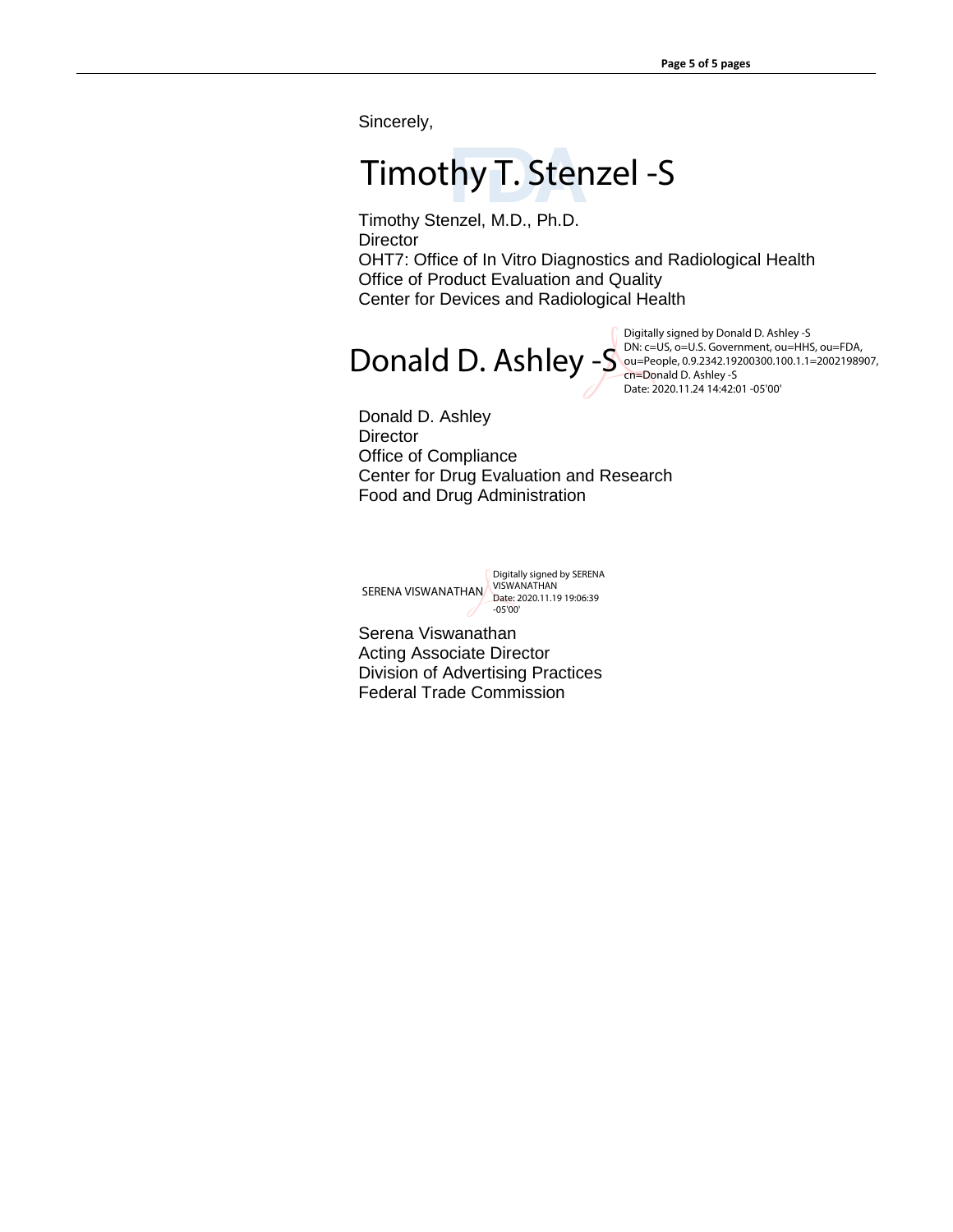Sincerely,

Timothy T. Stenzel -S

Timothy Stenzel, M.D., Ph.D.
Director
OHT7: Office of In Vitro Diagnostics and Radiological Health
Office of Product Evaluation and Quality
Center for Devices and Radiological Health

Donald D. Ashley -S

Digitally signed by Donald D. Ashley -S
DN: c=US, o=U.S. Government, ou=HHS, ou=FDA, ou=People, 0.9.2342.19200300.100.1.1=2002198907, cn=Donald D. Ashley -S
Date: 2020.11.24 14:42:01 -05'00'

Donald D. Ashley
Director
Office of Compliance
Center for Drug Evaluation and Research
Food and Drug Administration

SERENA VISWANATHAN

Digitally signed by SERENA VISWANATHAN
Date: 2020.11.19 19:06:39 -05'00'

Serena Viswanathan
Acting Associate Director
Division of Advertising Practices
Federal Trade Commission